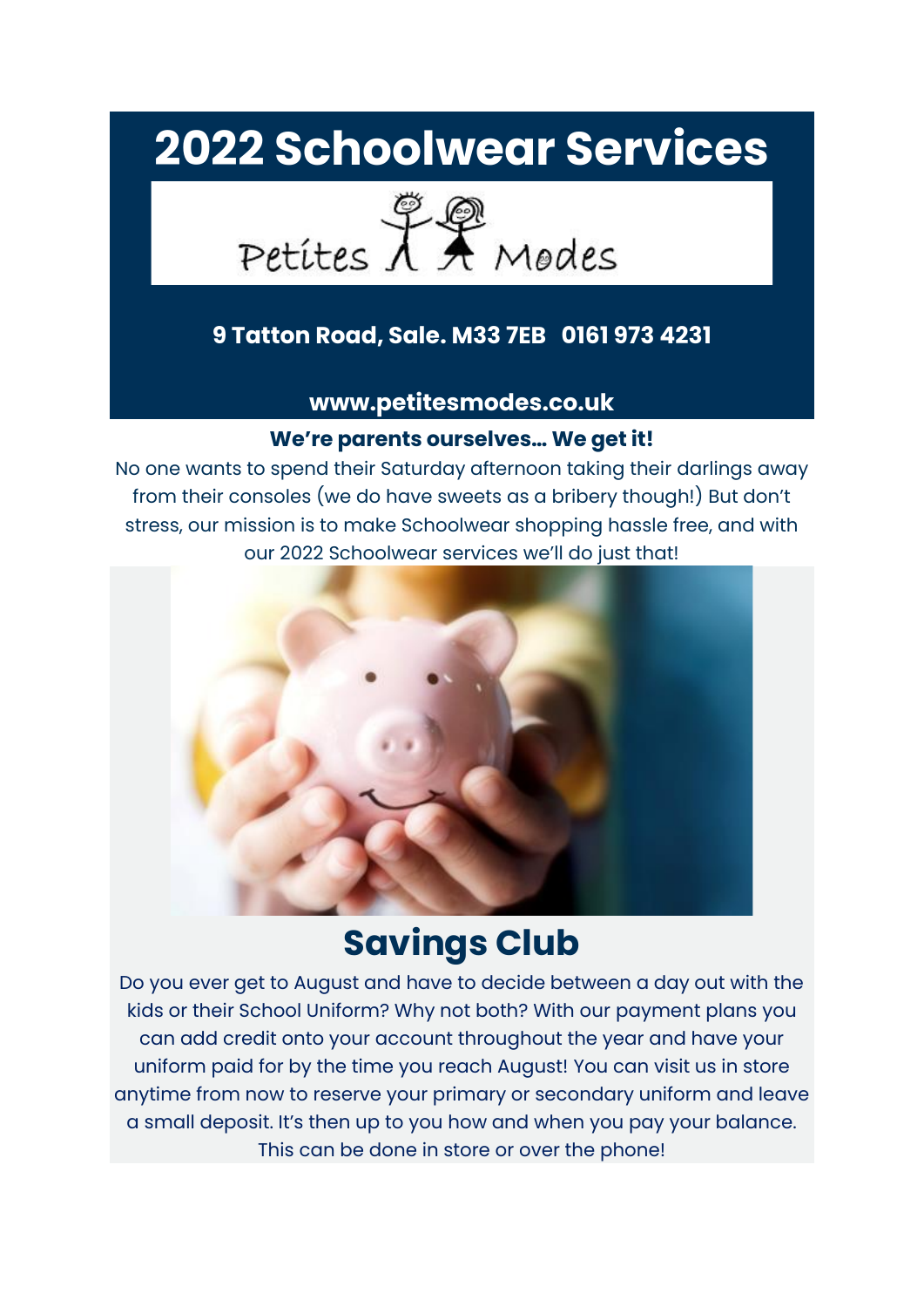# 2022 Schoolwear Services

Petites Modes

**9 Tatton Road, Sale. M33 7EB 0161 973 4231**

**www.petitesmodes.co.uk**

**We're parents ourselves... We get it!**

No one wants to spend their Saturday afternoon taking their darlings away from their consoles (we do have sweets as a bribery though!) But don't stress, our mission is to make Schoolwear shopping hassle free, and with our 2022 Schoolwear services we'll do just that!

## Savings Club

Do you ever get to August and have to decide between a day out with the kids or their School Uniform? Why not both? With our payment plans you can add credit onto your account throughout the year and have your uniform paid for by the time you reach August! You can visit us in store anytime from now to reserve your primary or secondary uniform and leave a small deposit. It's then up to you how and when you pay your balance. This can be done in store or over the phone!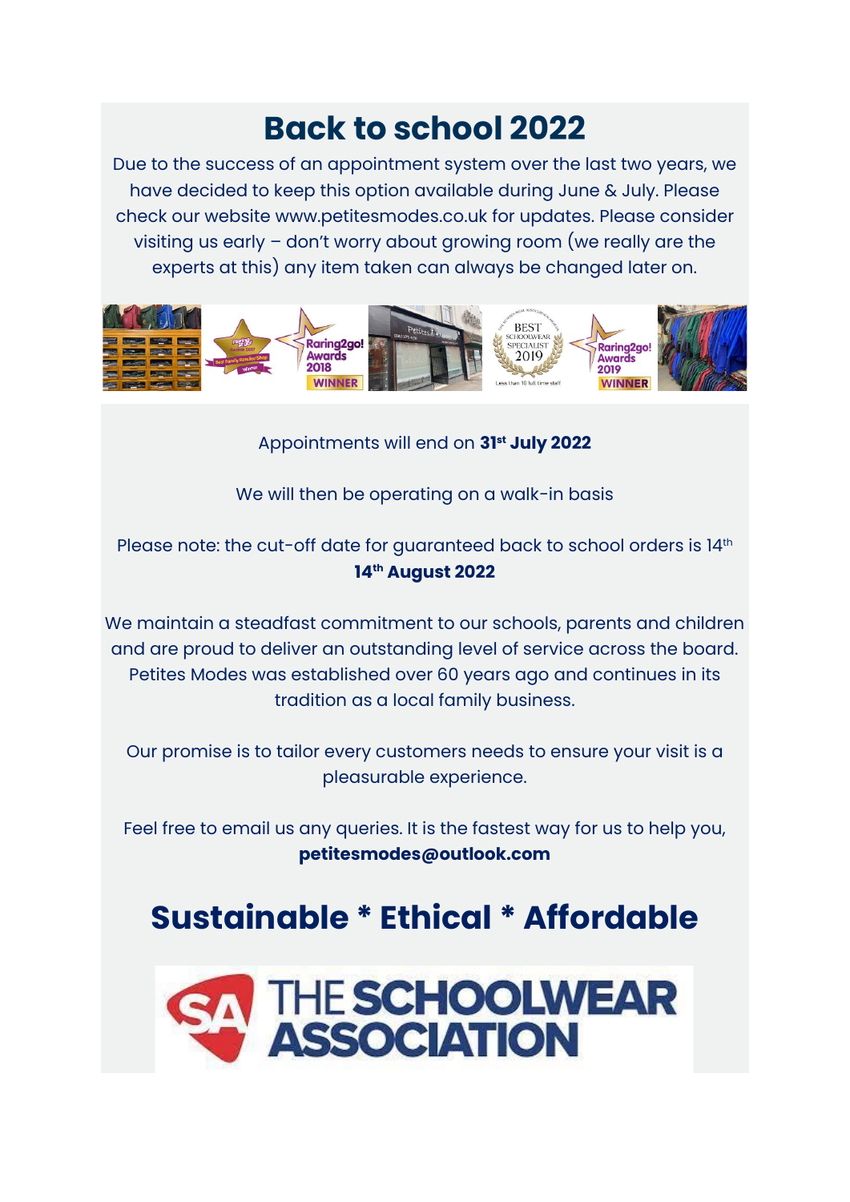# Back to school 2022

Due to the success of an appointment system over the last two years, we have decided to keep this option available during June & July. Please check our website www.petitesmodes.co.uk for updates. Please consider visiting us early – don't worry about growing room (we really are the experts at this) any item taken can always be changed later on.

Appointments will end on **31st July 2022**

We will then be operating on a walk-in basis

Please note: the cut-off date for guaranteed back to school orders is 14th **14th August 2022**

We maintain a steadfast commitment to our schools, parents and children and are proud to deliver an outstanding level of service across the board. Petites Modes was established over 60 years ago and continues in its tradition as a local family business.

Our promise is to tailor every customers needs to ensure your visit is a pleasurable experience.

Feel free to email us any queries. It is the fastest way for us to help you, **petitesmodes@outlook.com**

## Sustainable * Ethical * Affordable